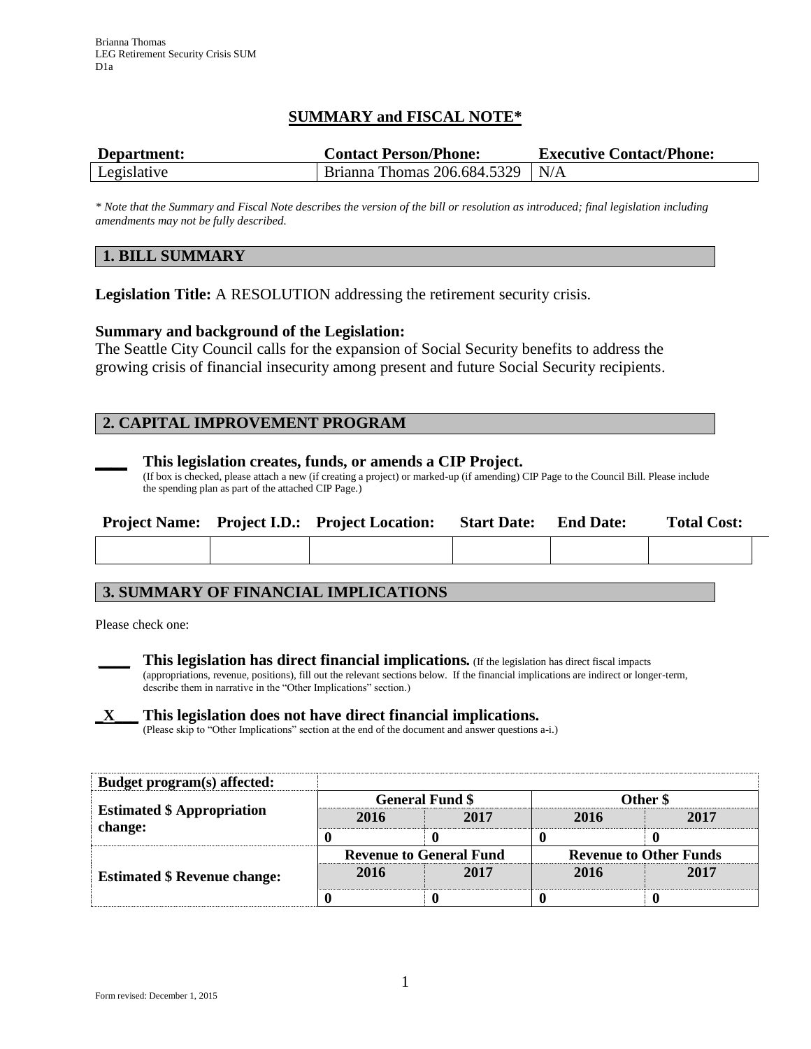Brianna Thomas
LEG Retirement Security Crisis SUM
D1a

# SUMMARY and FISCAL NOTE*

| Department: | Contact Person/Phone: | Executive Contact/Phone: |
|---|---|---|
| Legislative | Brianna Thomas 206.684.5329 | N/A |

*\* Note that the Summary and Fiscal Note describes the version of the bill or resolution as introduced; final legislation including amendments may not be fully described.*

## 1. BILL SUMMARY

**Legislation Title:** A RESOLUTION addressing the retirement security crisis.

**Summary and background of the Legislation:**
The Seattle City Council calls for the expansion of Social Security benefits to address the growing crisis of financial insecurity among present and future Social Security recipients.

## 2. CAPITAL IMPROVEMENT PROGRAM

\_\_\_\_ **This legislation creates, funds, or amends a CIP Project.**
(If box is checked, please attach a new (if creating a project) or marked-up (if amending) CIP Page to the Council Bill. Please include the spending plan as part of the attached CIP Page.)

| Project Name: | Project I.D.: | Project Location: | Start Date: | End Date: | Total Cost: |
|---|---|---|---|---|---|
| | | | | | |

## 3. SUMMARY OF FINANCIAL IMPLICATIONS

Please check one:

\_\_\_\_ **This legislation has direct financial implications.** (If the legislation has direct fiscal impacts (appropriations, revenue, positions), fill out the relevant sections below. If the financial implications are indirect or longer-term, describe them in narrative in the "Other Implications" section.)

\_X\_\_ **This legislation does not have direct financial implications.**
(Please skip to "Other Implications" section at the end of the document and answer questions a-i.)

| **Budget program(s) affected:** | | | | |
|---|---|---|---|---|
| **Estimated $ Appropriation change:** | **General Fund $** | | **Other $** | |
| | **2016** | **2017** | **2016** | **2017** |
| | **0** | **0** | **0** | **0** |
| **Estimated $ Revenue change:** | **Revenue to General Fund** | | **Revenue to Other Funds** | |
| | **2016** | **2017** | **2016** | **2017** |
| | **0** | **0** | **0** | **0** |

Form revised: December 1, 2015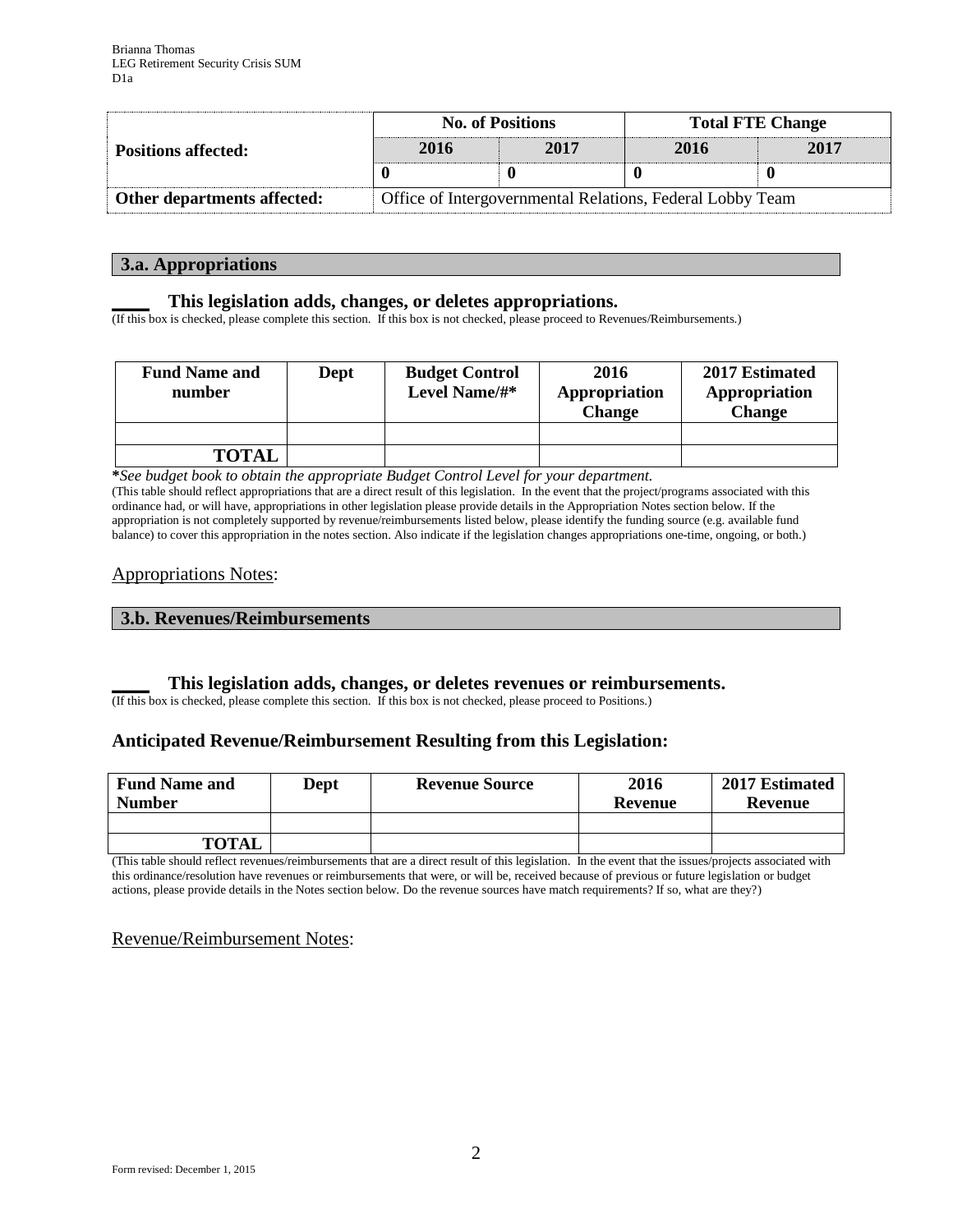| Positions affected: | No. of Positions | | Total FTE Change | |
|---|---|---|---|---|
| | 2016 | 2017 | 2016 | 2017 |
| | 0 | 0 | 0 | 0 |
| **Other departments affected:** | Office of Intergovernmental Relations, Federal Lobby Team | | | |

## 3.a. Appropriations

____ **This legislation adds, changes, or deletes appropriations.**
(If this box is checked, please complete this section. If this box is not checked, please proceed to Revenues/Reimbursements.)

| Fund Name and number | Dept | Budget Control Level Name/#* | 2016 Appropriation Change | 2017 Estimated Appropriation Change |
|---|---|---|---|---|
| | | | | |
| TOTAL | | | | |

***See budget book to obtain the appropriate Budget Control Level for your department.***
(This table should reflect appropriations that are a direct result of this legislation. In the event that the project/programs associated with this ordinance had, or will have, appropriations in other legislation please provide details in the Appropriation Notes section below. If the appropriation is not completely supported by revenue/reimbursements listed below, please identify the funding source (e.g. available fund balance) to cover this appropriation in the notes section. Also indicate if the legislation changes appropriations one-time, ongoing, or both.)

Appropriations Notes:

## 3.b. Revenues/Reimbursements

____ **This legislation adds, changes, or deletes revenues or reimbursements.**
(If this box is checked, please complete this section. If this box is not checked, please proceed to Positions.)

### Anticipated Revenue/Reimbursement Resulting from this Legislation:

| Fund Name and Number | Dept | Revenue Source | 2016 Revenue | 2017 Estimated Revenue |
|---|---|---|---|---|
| | | | | |
| TOTAL | | | | |

(This table should reflect revenues/reimbursements that are a direct result of this legislation. In the event that the issues/projects associated with this ordinance/resolution have revenues or reimbursements that were, or will be, received because of previous or future legislation or budget actions, please provide details in the Notes section below. Do the revenue sources have match requirements? If so, what are they?)

Revenue/Reimbursement Notes: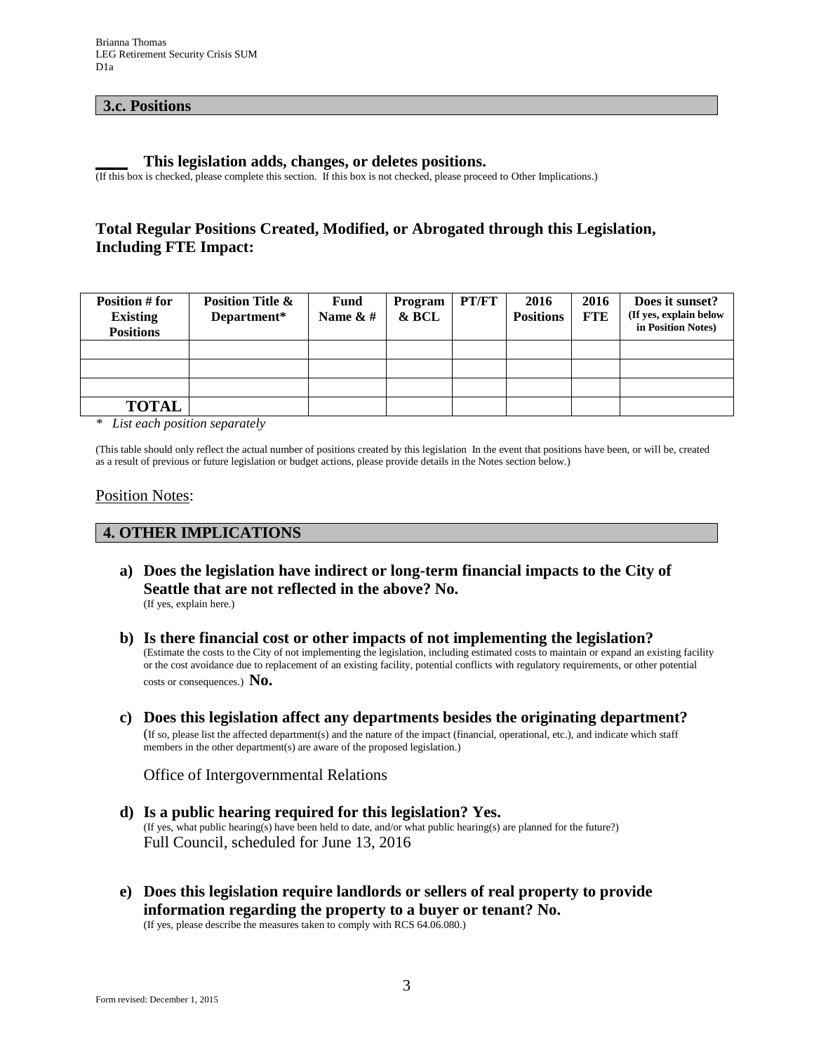## 3.c. Positions

____ **This legislation adds, changes, or deletes positions.**
(If this box is checked, please complete this section. If this box is not checked, please proceed to Other Implications.)

### Total Regular Positions Created, Modified, or Abrogated through this Legislation, Including FTE Impact:

| Position # for Existing Positions | Position Title & Department* | Fund Name & # | Program & BCL | PT/FT | 2016 Positions | 2016 FTE | Does it sunset? (If yes, explain below in Position Notes) |
|---|---|---|---|---|---|---|---|
| | | | | | | | |
| | | | | | | | |
| | | | | | | | |
| **TOTAL** | | | | | | | |

* *List each position separately*

(This table should only reflect the actual number of positions created by this legislation In the event that positions have been, or will be, created as a result of previous or future legislation or budget actions, please provide details in the Notes section below.)

Position Notes:

## 4. OTHER IMPLICATIONS

**a) Does the legislation have indirect or long-term financial impacts to the City of Seattle that are not reflected in the above? No.**
(If yes, explain here.)

**b) Is there financial cost or other impacts of not implementing the legislation?**
(Estimate the costs to the City of not implementing the legislation, including estimated costs to maintain or expand an existing facility or the cost avoidance due to replacement of an existing facility, potential conflicts with regulatory requirements, or other potential costs or consequences.) **No.**

**c) Does this legislation affect any departments besides the originating department?**
(If so, please list the affected department(s) and the nature of the impact (financial, operational, etc.), and indicate which staff members in the other department(s) are aware of the proposed legislation.)

Office of Intergovernmental Relations

**d) Is a public hearing required for this legislation? Yes.**
(If yes, what public hearing(s) have been held to date, and/or what public hearing(s) are planned for the future?)
Full Council, scheduled for June 13, 2016

**e) Does this legislation require landlords or sellers of real property to provide information regarding the property to a buyer or tenant? No.**
(If yes, please describe the measures taken to comply with RCS 64.06.080.)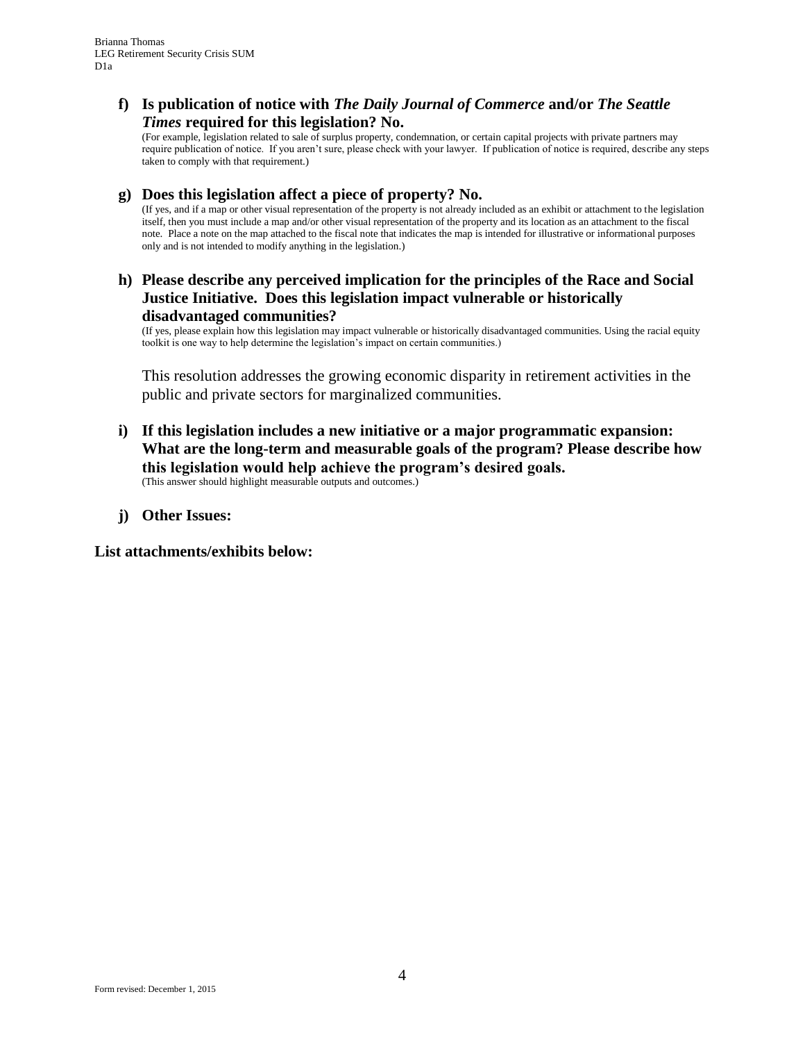**f) Is publication of notice with *The Daily Journal of Commerce* and/or *The Seattle Times* required for this legislation? No.**

(For example, legislation related to sale of surplus property, condemnation, or certain capital projects with private partners may require publication of notice. If you aren't sure, please check with your lawyer. If publication of notice is required, describe any steps taken to comply with that requirement.)

**g) Does this legislation affect a piece of property? No.**

(If yes, and if a map or other visual representation of the property is not already included as an exhibit or attachment to the legislation itself, then you must include a map and/or other visual representation of the property and its location as an attachment to the fiscal note. Place a note on the map attached to the fiscal note that indicates the map is intended for illustrative or informational purposes only and is not intended to modify anything in the legislation.)

**h) Please describe any perceived implication for the principles of the Race and Social Justice Initiative. Does this legislation impact vulnerable or historically disadvantaged communities?**

(If yes, please explain how this legislation may impact vulnerable or historically disadvantaged communities. Using the racial equity toolkit is one way to help determine the legislation's impact on certain communities.)

This resolution addresses the growing economic disparity in retirement activities in the public and private sectors for marginalized communities.

**i) If this legislation includes a new initiative or a major programmatic expansion: What are the long-term and measurable goals of the program? Please describe how this legislation would help achieve the program's desired goals.**

(This answer should highlight measurable outputs and outcomes.)

**j) Other Issues:**

**List attachments/exhibits below:**